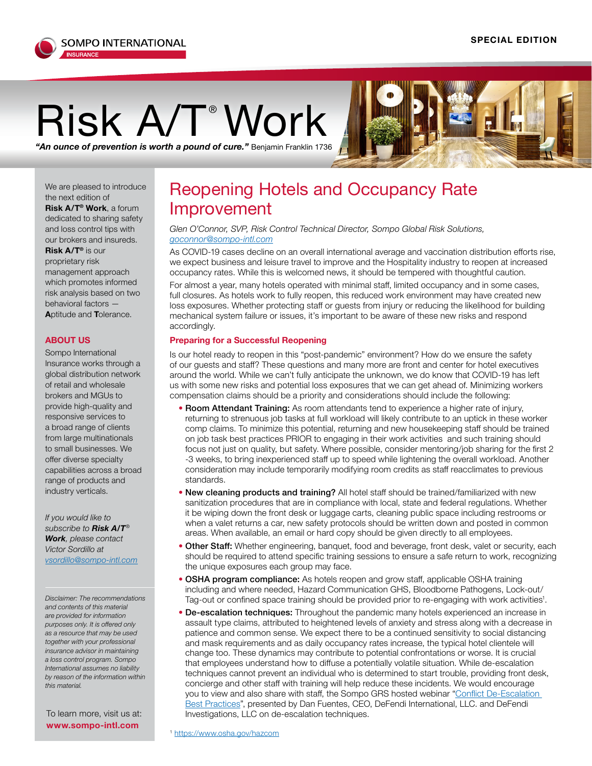SOMPO INTERNATIONAL
INSURANCE

SPECIAL EDITION

# Risk A/T® Work

***"An ounce of prevention is worth a pound of cure."*** Benjamin Franklin 1736

We are pleased to introduce the next edition of **Risk A/T® Work**, a forum dedicated to sharing safety and loss control tips with our brokers and insureds. **Risk A/T®** is our proprietary risk management approach which promotes informed risk analysis based on two behavioral factors — **A**ptitude and **T**olerance.

**ABOUT US**

Sompo International Insurance works through a global distribution network of retail and wholesale brokers and MGUs to provide high-quality and responsive services to a broad range of clients from large multinationals to small businesses. We offer diverse specialty capabilities across a broad range of products and industry verticals.

*If you would like to subscribe to **Risk A/T® Work**, please contact Victor Sordillo at [vsordillo@sompo-intl.com](mailto:vsordillo@sompo-intl.com)*

*Disclaimer: The recommendations and contents of this material are provided for information purposes only. It is offered only as a resource that may be used together with your professional insurance advisor in maintaining a loss control program. Sompo International assumes no liability by reason of the information within this material.*

To learn more, visit us at: **www.sompo-intl.com**

## Reopening Hotels and Occupancy Rate Improvement

*Glen O'Connor, SVP, Risk Control Technical Director, Sompo Global Risk Solutions, [goconnor@sompo-intl.com](mailto:goconnor@sompo-intl.com)*

As COVID-19 cases decline on an overall international average and vaccination distribution efforts rise, we expect business and leisure travel to improve and the Hospitality industry to reopen at increased occupancy rates. While this is welcomed news, it should be tempered with thoughtful caution.

For almost a year, many hotels operated with minimal staff, limited occupancy and in some cases, full closures. As hotels work to fully reopen, this reduced work environment may have created new loss exposures. Whether protecting staff or guests from injury or reducing the likelihood for building mechanical system failure or issues, it's important to be aware of these new risks and respond accordingly.

### Preparing for a Successful Reopening

Is our hotel ready to reopen in this "post-pandemic" environment? How do we ensure the safety of our guests and staff? These questions and many more are front and center for hotel executives around the world. While we can't fully anticipate the unknown, we do know that COVID-19 has left us with some new risks and potential loss exposures that we can get ahead of. Minimizing workers compensation claims should be a priority and considerations should include the following:

- **Room Attendant Training:** As room attendants tend to experience a higher rate of injury, returning to strenuous job tasks at full workload will likely contribute to an uptick in these worker comp claims. To minimize this potential, returning and new housekeeping staff should be trained on job task best practices PRIOR to engaging in their work activities and such training should focus not just on quality, but safety. Where possible, consider mentoring/job sharing for the first 2 -3 weeks, to bring inexperienced staff up to speed while lightening the overall workload. Another consideration may include temporarily modifying room credits as staff reacclimates to previous standards.
- **New cleaning products and training?** All hotel staff should be trained/familiarized with new sanitization procedures that are in compliance with local, state and federal regulations. Whether it be wiping down the front desk or luggage carts, cleaning public space including restrooms or when a valet returns a car, new safety protocols should be written down and posted in common areas. When available, an email or hard copy should be given directly to all employees.
- **Other Staff:** Whether engineering, banquet, food and beverage, front desk, valet or security, each should be required to attend specific training sessions to ensure a safe return to work, recognizing the unique exposures each group may face.
- **OSHA program compliance:** As hotels reopen and grow staff, applicable OSHA training including and where needed, Hazard Communication GHS, Bloodborne Pathogens, Lock-out/Tag-out or confined space training should be provided prior to re-engaging with work activities[1].
- **De-escalation techniques:** Throughout the pandemic many hotels experienced an increase in assault type claims, attributed to heightened levels of anxiety and stress along with a decrease in patience and common sense. We expect there to be a continued sensitivity to social distancing and mask requirements and as daily occupancy rates increase, the typical hotel clientele will change too. These dynamics may contribute to potential confrontations or worse. It is crucial that employees understand how to diffuse a potentially volatile situation. While de-escalation techniques cannot prevent an individual who is determined to start trouble, providing front desk, concierge and other staff with training will help reduce these incidents. We would encourage you to view and also share with staff, the Sompo GRS hosted webinar "Conflict De-Escalation Best Practices", presented by Dan Fuentes, CEO, DeFendi International, LLC. and DeFendi Investigations, LLC on de-escalation techniques.

[1] https://www.osha.gov/hazcom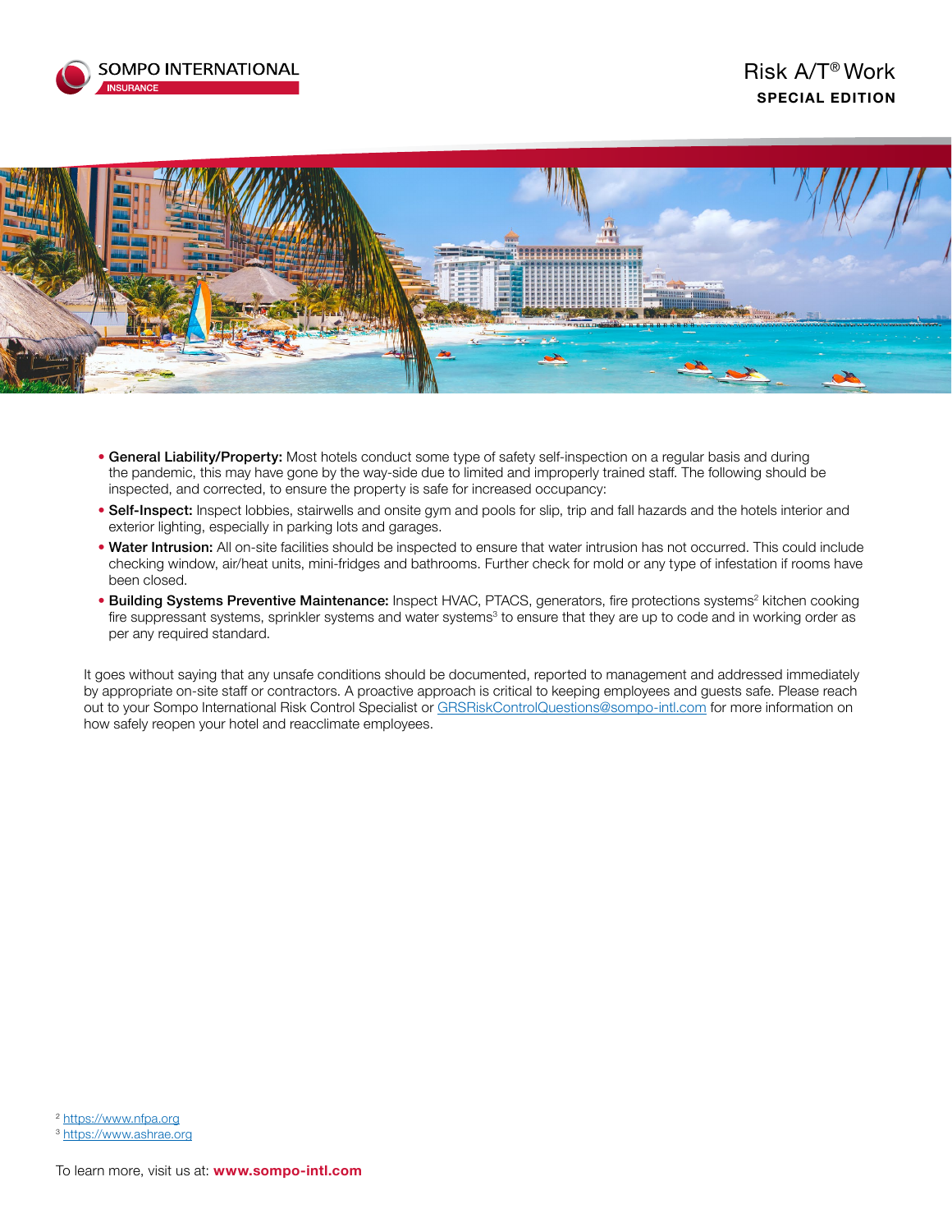- **General Liability/Property:** Most hotels conduct some type of safety self-inspection on a regular basis and during the pandemic, this may have gone by the way-side due to limited and improperly trained staff. The following should be inspected, and corrected, to ensure the property is safe for increased occupancy:
- **Self-Inspect:** Inspect lobbies, stairwells and onsite gym and pools for slip, trip and fall hazards and the hotels interior and exterior lighting, especially in parking lots and garages.
- **Water Intrusion:** All on-site facilities should be inspected to ensure that water intrusion has not occurred. This could include checking window, air/heat units, mini-fridges and bathrooms. Further check for mold or any type of infestation if rooms have been closed.
- **Building Systems Preventive Maintenance:** Inspect HVAC, PTACS, generators, fire protections systems[2] kitchen cooking fire suppressant systems, sprinkler systems and water systems[3] to ensure that they are up to code and in working order as per any required standard.

It goes without saying that any unsafe conditions should be documented, reported to management and addressed immediately by appropriate on-site staff or contractors. A proactive approach is critical to keeping employees and guests safe. Please reach out to your Sompo International Risk Control Specialist or GRSRiskControlQuestions@sompo-intl.com for more information on how safely reopen your hotel and reacclimate employees.

[2] https://www.nfpa.org
[3] https://www.ashrae.org

To learn more, visit us at: **www.sompo-intl.com**